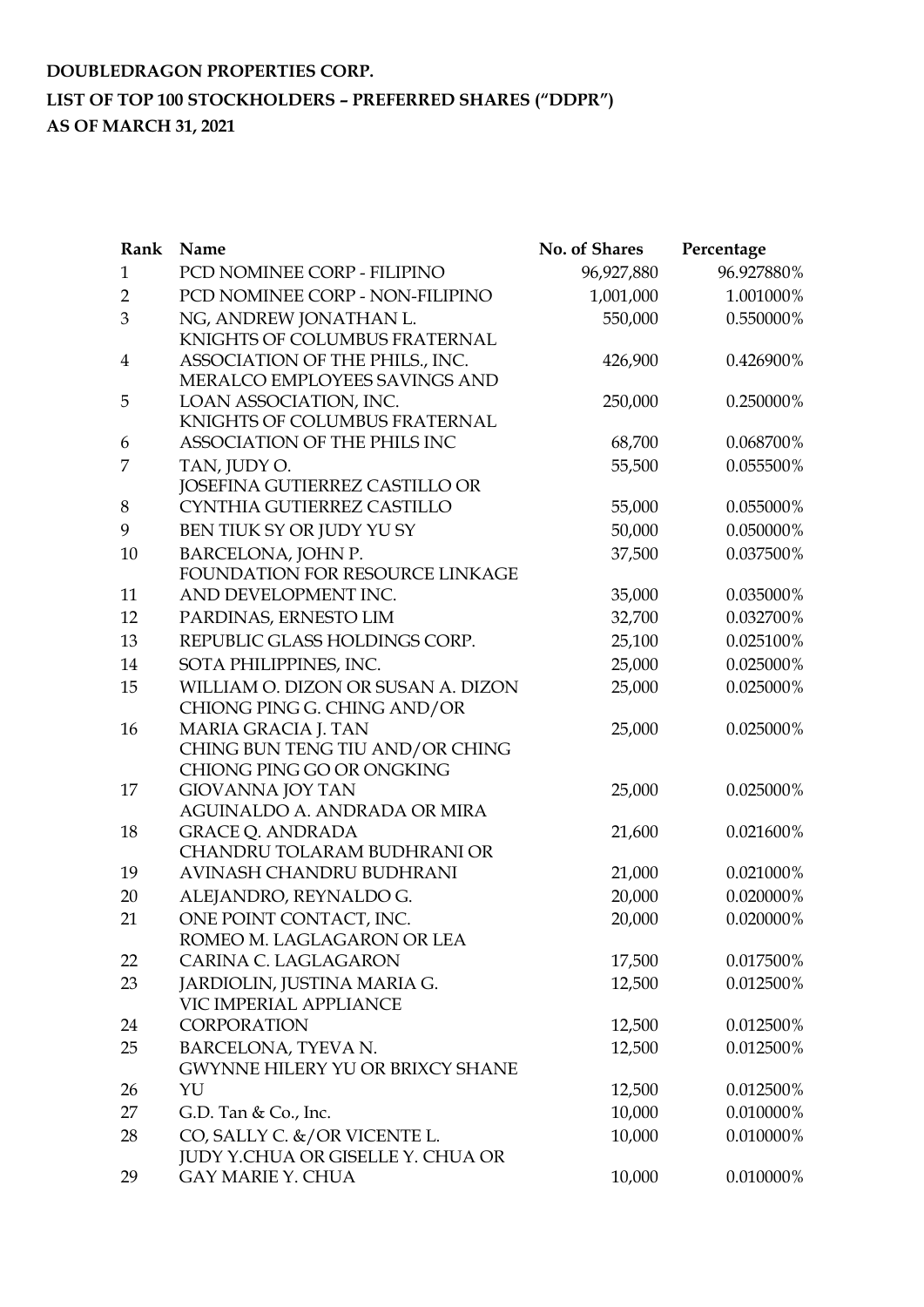**DOUBLEDRAGON PROPERTIES CORP.**

**LIST OF TOP 100 STOCKHOLDERS – PREFERRED SHARES ("DDPR")**

**AS OF MARCH 31, 2021**

| Rank | Name | No. of Shares | Percentage |
|---|---|---|---|
| 1 | PCD NOMINEE CORP - FILIPINO | 96,927,880 | 96.927880% |
| 2 | PCD NOMINEE CORP - NON-FILIPINO | 1,001,000 | 1.001000% |
| 3 | NG, ANDREW JONATHAN L. | 550,000 | 0.550000% |
| 4 | KNIGHTS OF COLUMBUS FRATERNAL ASSOCIATION OF THE PHILS., INC. | 426,900 | 0.426900% |
| 5 | MERALCO EMPLOYEES SAVINGS AND LOAN ASSOCIATION, INC. | 250,000 | 0.250000% |
| 6 | KNIGHTS OF COLUMBUS FRATERNAL ASSOCIATION OF THE PHILS INC | 68,700 | 0.068700% |
| 7 | TAN, JUDY O. | 55,500 | 0.055500% |
| 8 | JOSEFINA GUTIERREZ CASTILLO OR CYNTHIA GUTIERREZ CASTILLO | 55,000 | 0.055000% |
| 9 | BEN TIUK SY OR JUDY YU SY | 50,000 | 0.050000% |
| 10 | BARCELONA, JOHN P. | 37,500 | 0.037500% |
| 11 | FOUNDATION FOR RESOURCE LINKAGE AND DEVELOPMENT INC. | 35,000 | 0.035000% |
| 12 | PARDINAS, ERNESTO LIM | 32,700 | 0.032700% |
| 13 | REPUBLIC GLASS HOLDINGS CORP. | 25,100 | 0.025100% |
| 14 | SOTA PHILIPPINES, INC. | 25,000 | 0.025000% |
| 15 | WILLIAM O. DIZON OR SUSAN A. DIZON | 25,000 | 0.025000% |
| 16 | CHIONG PING G. CHING AND/OR MARIA GRACIA J. TAN | 25,000 | 0.025000% |
| 17 | CHING BUN TENG TIU AND/OR CHING CHIONG PING GO OR ONGKING GIOVANNA JOY TAN | 25,000 | 0.025000% |
| 18 | AGUINALDO A. ANDRADA OR MIRA GRACE Q. ANDRADA | 21,600 | 0.021600% |
| 19 | CHANDRU TOLARAM BUDHRANI OR AVINASH CHANDRU BUDHRANI | 21,000 | 0.021000% |
| 20 | ALEJANDRO, REYNALDO G. | 20,000 | 0.020000% |
| 21 | ONE POINT CONTACT, INC. | 20,000 | 0.020000% |
| 22 | ROMEO M. LAGLAGARON OR LEA CARINA C. LAGLAGARON | 17,500 | 0.017500% |
| 23 | JARDIOLIN, JUSTINA MARIA G. | 12,500 | 0.012500% |
| 24 | VIC IMPERIAL APPLIANCE CORPORATION | 12,500 | 0.012500% |
| 25 | BARCELONA, TYEVA N. | 12,500 | 0.012500% |
| 26 | GWYNNE HILERY YU OR BRIXCY SHANE YU | 12,500 | 0.012500% |
| 27 | G.D. Tan & Co., Inc. | 10,000 | 0.010000% |
| 28 | CO, SALLY C. &/OR VICENTE L. | 10,000 | 0.010000% |
| 29 | JUDY Y.CHUA OR GISELLE Y. CHUA OR GAY MARIE Y. CHUA | 10,000 | 0.010000% |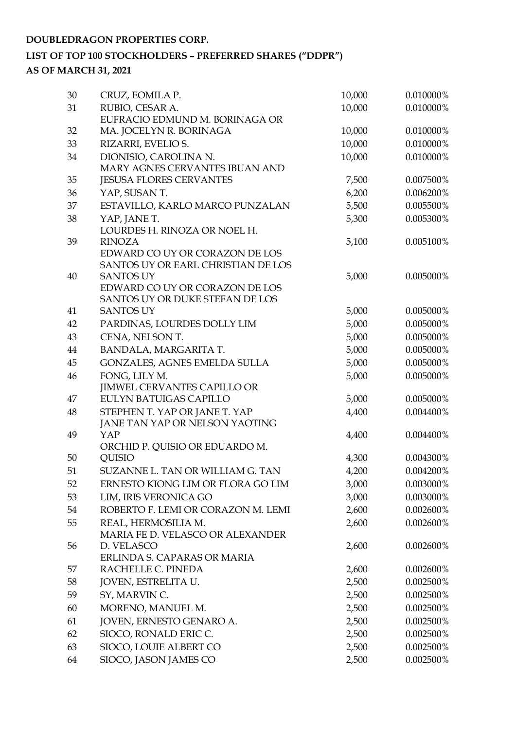**DOUBLEDRAGON PROPERTIES CORP.**

**LIST OF TOP 100 STOCKHOLDERS – PREFERRED SHARES ("DDPR")**

**AS OF MARCH 31, 2021**

| | | | |
|---|---|---|---|
| 30 | CRUZ, EOMILA P. | 10,000 | 0.010000% |
| 31 | RUBIO, CESAR A. | 10,000 | 0.010000% |
| 32 | EUFRACIO EDMUND M. BORINAGA OR MA. JOCELYN R. BORINAGA | 10,000 | 0.010000% |
| 33 | RIZARRI, EVELIO S. | 10,000 | 0.010000% |
| 34 | DIONISIO, CAROLINA N. | 10,000 | 0.010000% |
| 35 | MARY AGNES CERVANTES IBUAN AND JESUSA FLORES CERVANTES | 7,500 | 0.007500% |
| 36 | YAP, SUSAN T. | 6,200 | 0.006200% |
| 37 | ESTAVILLO, KARLO MARCO PUNZALAN | 5,500 | 0.005500% |
| 38 | YAP, JANE T. | 5,300 | 0.005300% |
| 39 | LOURDES H. RINOZA OR NOEL H. RINOZA | 5,100 | 0.005100% |
| 40 | EDWARD CO UY OR CORAZON DE LOS SANTOS UY OR EARL CHRISTIAN DE LOS SANTOS UY | 5,000 | 0.005000% |
| 41 | EDWARD CO UY OR CORAZON DE LOS SANTOS UY OR DUKE STEFAN DE LOS SANTOS UY | 5,000 | 0.005000% |
| 42 | PARDINAS, LOURDES DOLLY LIM | 5,000 | 0.005000% |
| 43 | CENA, NELSON T. | 5,000 | 0.005000% |
| 44 | BANDALA, MARGARITA T. | 5,000 | 0.005000% |
| 45 | GONZALES, AGNES EMELDA SULLA | 5,000 | 0.005000% |
| 46 | FONG, LILY M. | 5,000 | 0.005000% |
| 47 | JIMWEL CERVANTES CAPILLO OR EULYN BATUIGAS CAPILLO | 5,000 | 0.005000% |
| 48 | STEPHEN T. YAP OR JANE T. YAP | 4,400 | 0.004400% |
| 49 | JANE TAN YAP OR NELSON YAOTING YAP | 4,400 | 0.004400% |
| 50 | ORCHID P. QUISIO OR EDUARDO M. QUISIO | 4,300 | 0.004300% |
| 51 | SUZANNE L. TAN OR WILLIAM G. TAN | 4,200 | 0.004200% |
| 52 | ERNESTO KIONG LIM OR FLORA GO LIM | 3,000 | 0.003000% |
| 53 | LIM, IRIS VERONICA GO | 3,000 | 0.003000% |
| 54 | ROBERTO F. LEMI OR CORAZON M. LEMI | 2,600 | 0.002600% |
| 55 | REAL, HERMOSILIA M. | 2,600 | 0.002600% |
| 56 | MARIA FE D. VELASCO OR ALEXANDER D. VELASCO | 2,600 | 0.002600% |
| 57 | ERLINDA S. CAPARAS OR MARIA RACHELLE C. PINEDA | 2,600 | 0.002600% |
| 58 | JOVEN, ESTRELITA U. | 2,500 | 0.002500% |
| 59 | SY, MARVIN C. | 2,500 | 0.002500% |
| 60 | MORENO, MANUEL M. | 2,500 | 0.002500% |
| 61 | JOVEN, ERNESTO GENARO A. | 2,500 | 0.002500% |
| 62 | SIOCO, RONALD ERIC C. | 2,500 | 0.002500% |
| 63 | SIOCO, LOUIE ALBERT CO | 2,500 | 0.002500% |
| 64 | SIOCO, JASON JAMES CO | 2,500 | 0.002500% |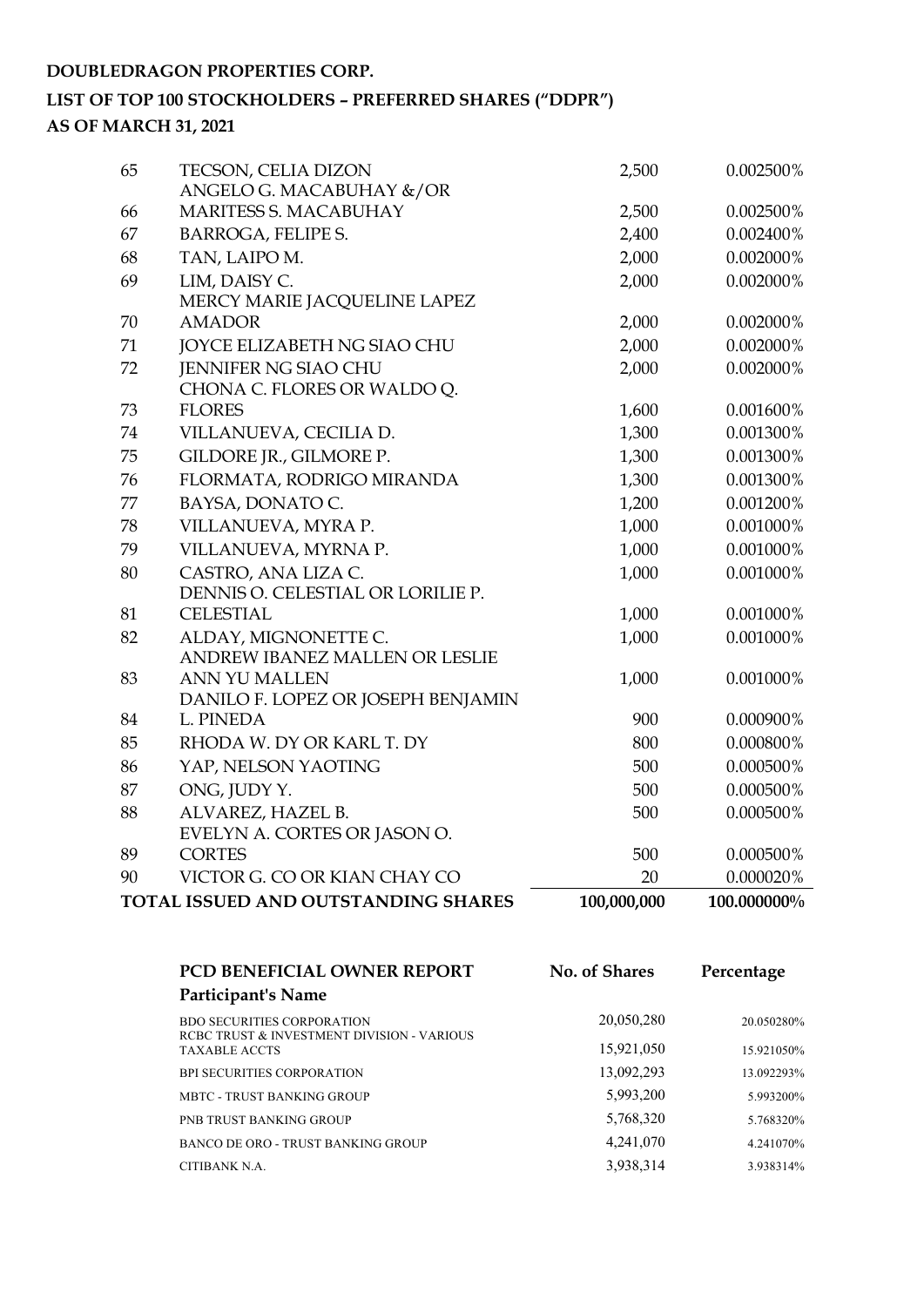**DOUBLEDRAGON PROPERTIES CORP.**

**LIST OF TOP 100 STOCKHOLDERS – PREFERRED SHARES ("DDPR")**

**AS OF MARCH 31, 2021**

| | | | |
|---|---|---|---|
| 65 | TECSON, CELIA DIZON | 2,500 | 0.002500% |
| 66 | ANGELO G. MACABUHAY &/OR MARITESS S. MACABUHAY | 2,500 | 0.002500% |
| 67 | BARROGA, FELIPE S. | 2,400 | 0.002400% |
| 68 | TAN, LAIPO M. | 2,000 | 0.002000% |
| 69 | LIM, DAISY C. | 2,000 | 0.002000% |
| 70 | MERCY MARIE JACQUELINE LAPEZ AMADOR | 2,000 | 0.002000% |
| 71 | JOYCE ELIZABETH NG SIAO CHU | 2,000 | 0.002000% |
| 72 | JENNIFER NG SIAO CHU | 2,000 | 0.002000% |
| 73 | CHONA C. FLORES OR WALDO Q. FLORES | 1,600 | 0.001600% |
| 74 | VILLANUEVA, CECILIA D. | 1,300 | 0.001300% |
| 75 | GILDORE JR., GILMORE P. | 1,300 | 0.001300% |
| 76 | FLORMATA, RODRIGO MIRANDA | 1,300 | 0.001300% |
| 77 | BAYSA, DONATO C. | 1,200 | 0.001200% |
| 78 | VILLANUEVA, MYRA P. | 1,000 | 0.001000% |
| 79 | VILLANUEVA, MYRNA P. | 1,000 | 0.001000% |
| 80 | CASTRO, ANA LIZA C. | 1,000 | 0.001000% |
| 81 | DENNIS O. CELESTIAL OR LORILIE P. CELESTIAL | 1,000 | 0.001000% |
| 82 | ALDAY, MIGNONETTE C. | 1,000 | 0.001000% |
| 83 | ANDREW IBANEZ MALLEN OR LESLIE ANN YU MALLEN | 1,000 | 0.001000% |
| 84 | DANILO F. LOPEZ OR JOSEPH BENJAMIN L. PINEDA | 900 | 0.000900% |
| 85 | RHODA W. DY OR KARL T. DY | 800 | 0.000800% |
| 86 | YAP, NELSON YAOTING | 500 | 0.000500% |
| 87 | ONG, JUDY Y. | 500 | 0.000500% |
| 88 | ALVAREZ, HAZEL B. | 500 | 0.000500% |
| 89 | EVELYN A. CORTES OR JASON O. CORTES | 500 | 0.000500% |
| 90 | VICTOR G. CO OR KIAN CHAY CO | 20 | 0.000020% |
| | **TOTAL ISSUED AND OUTSTANDING SHARES** | **100,000,000** | **100.000000%** |

| **PCD BENEFICIAL OWNER REPORT** | **No. of Shares** | **Percentage** |
|---|---|---|
| **Participant's Name** | | |
| BDO SECURITIES CORPORATION | 20,050,280 | 20.050280% |
| RCBC TRUST & INVESTMENT DIVISION - VARIOUS TAXABLE ACCTS | 15,921,050 | 15.921050% |
| BPI SECURITIES CORPORATION | 13,092,293 | 13.092293% |
| MBTC - TRUST BANKING GROUP | 5,993,200 | 5.993200% |
| PNB TRUST BANKING GROUP | 5,768,320 | 5.768320% |
| BANCO DE ORO - TRUST BANKING GROUP | 4,241,070 | 4.241070% |
| CITIBANK N.A. | 3,938,314 | 3.938314% |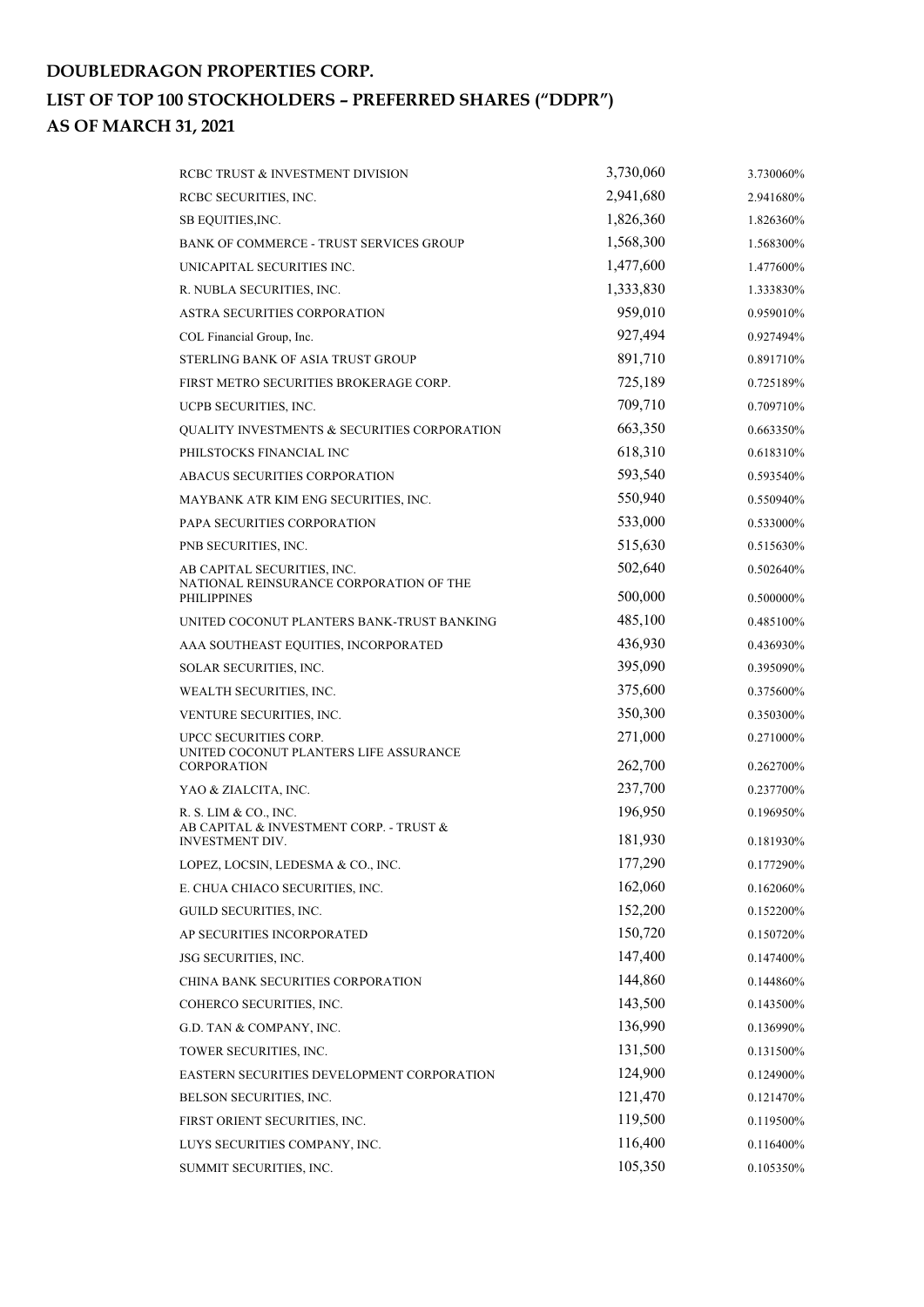**DOUBLEDRAGON PROPERTIES CORP.**

**LIST OF TOP 100 STOCKHOLDERS – PREFERRED SHARES ("DDPR")**

**AS OF MARCH 31, 2021**

| | | |
|---|---|---|
| RCBC TRUST & INVESTMENT DIVISION | 3,730,060 | 3.730060% |
| RCBC SECURITIES, INC. | 2,941,680 | 2.941680% |
| SB EQUITIES,INC. | 1,826,360 | 1.826360% |
| BANK OF COMMERCE - TRUST SERVICES GROUP | 1,568,300 | 1.568300% |
| UNICAPITAL SECURITIES INC. | 1,477,600 | 1.477600% |
| R. NUBLA SECURITIES, INC. | 1,333,830 | 1.333830% |
| ASTRA SECURITIES CORPORATION | 959,010 | 0.959010% |
| COL Financial Group, Inc. | 927,494 | 0.927494% |
| STERLING BANK OF ASIA TRUST GROUP | 891,710 | 0.891710% |
| FIRST METRO SECURITIES BROKERAGE CORP. | 725,189 | 0.725189% |
| UCPB SECURITIES, INC. | 709,710 | 0.709710% |
| QUALITY INVESTMENTS & SECURITIES CORPORATION | 663,350 | 0.663350% |
| PHILSTOCKS FINANCIAL INC | 618,310 | 0.618310% |
| ABACUS SECURITIES CORPORATION | 593,540 | 0.593540% |
| MAYBANK ATR KIM ENG SECURITIES, INC. | 550,940 | 0.550940% |
| PAPA SECURITIES CORPORATION | 533,000 | 0.533000% |
| PNB SECURITIES, INC. | 515,630 | 0.515630% |
| AB CAPITAL SECURITIES, INC. | 502,640 | 0.502640% |
| NATIONAL REINSURANCE CORPORATION OF THE PHILIPPINES | 500,000 | 0.500000% |
| UNITED COCONUT PLANTERS BANK-TRUST BANKING | 485,100 | 0.485100% |
| AAA SOUTHEAST EQUITIES, INCORPORATED | 436,930 | 0.436930% |
| SOLAR SECURITIES, INC. | 395,090 | 0.395090% |
| WEALTH SECURITIES, INC. | 375,600 | 0.375600% |
| VENTURE SECURITIES, INC. | 350,300 | 0.350300% |
| UPCC SECURITIES CORP. | 271,000 | 0.271000% |
| UNITED COCONUT PLANTERS LIFE ASSURANCE CORPORATION | 262,700 | 0.262700% |
| YAO & ZIALCITA, INC. | 237,700 | 0.237700% |
| R. S. LIM & CO., INC. | 196,950 | 0.196950% |
| AB CAPITAL & INVESTMENT CORP. - TRUST & INVESTMENT DIV. | 181,930 | 0.181930% |
| LOPEZ, LOCSIN, LEDESMA & CO., INC. | 177,290 | 0.177290% |
| E. CHUA CHIACO SECURITIES, INC. | 162,060 | 0.162060% |
| GUILD SECURITIES, INC. | 152,200 | 0.152200% |
| AP SECURITIES INCORPORATED | 150,720 | 0.150720% |
| JSG SECURITIES, INC. | 147,400 | 0.147400% |
| CHINA BANK SECURITIES CORPORATION | 144,860 | 0.144860% |
| COHERCO SECURITIES, INC. | 143,500 | 0.143500% |
| G.D. TAN & COMPANY, INC. | 136,990 | 0.136990% |
| TOWER SECURITIES, INC. | 131,500 | 0.131500% |
| EASTERN SECURITIES DEVELOPMENT CORPORATION | 124,900 | 0.124900% |
| BELSON SECURITIES, INC. | 121,470 | 0.121470% |
| FIRST ORIENT SECURITIES, INC. | 119,500 | 0.119500% |
| LUYS SECURITIES COMPANY, INC. | 116,400 | 0.116400% |
| SUMMIT SECURITIES, INC. | 105,350 | 0.105350% |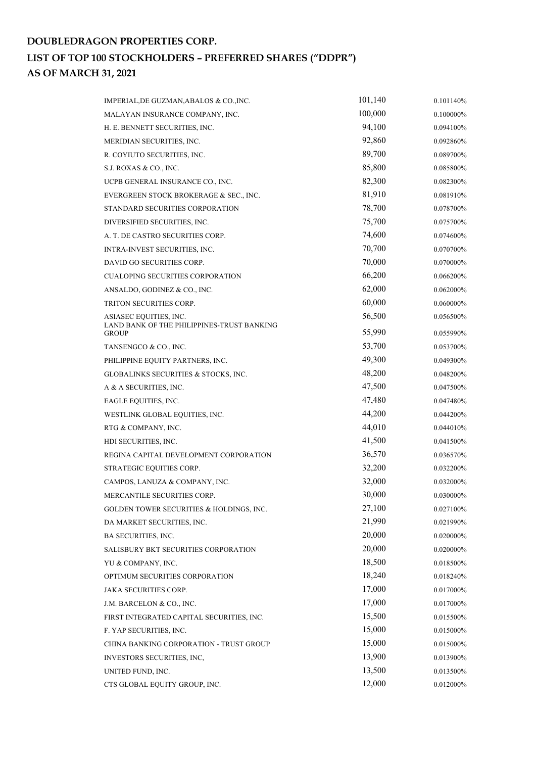**DOUBLEDRAGON PROPERTIES CORP.**

**LIST OF TOP 100 STOCKHOLDERS – PREFERRED SHARES ("DDPR")**

**AS OF MARCH 31, 2021**

| | | |
|---|---|---|
| IMPERIAL,DE GUZMAN,ABALOS & CO.,INC. | 101,140 | 0.101140% |
| MALAYAN INSURANCE COMPANY, INC. | 100,000 | 0.100000% |
| H. E. BENNETT SECURITIES, INC. | 94,100 | 0.094100% |
| MERIDIAN SECURITIES, INC. | 92,860 | 0.092860% |
| R. COYIUTO SECURITIES, INC. | 89,700 | 0.089700% |
| S.J. ROXAS & CO., INC. | 85,800 | 0.085800% |
| UCPB GENERAL INSURANCE CO., INC. | 82,300 | 0.082300% |
| EVERGREEN STOCK BROKERAGE & SEC., INC. | 81,910 | 0.081910% |
| STANDARD SECURITIES CORPORATION | 78,700 | 0.078700% |
| DIVERSIFIED SECURITIES, INC. | 75,700 | 0.075700% |
| A. T. DE CASTRO SECURITIES CORP. | 74,600 | 0.074600% |
| INTRA-INVEST SECURITIES, INC. | 70,700 | 0.070700% |
| DAVID GO SECURITIES CORP. | 70,000 | 0.070000% |
| CUALOPING SECURITIES CORPORATION | 66,200 | 0.066200% |
| ANSALDO, GODINEZ & CO., INC. | 62,000 | 0.062000% |
| TRITON SECURITIES CORP. | 60,000 | 0.060000% |
| ASIASEC EQUITIES, INC. | 56,500 | 0.056500% |
| LAND BANK OF THE PHILIPPINES-TRUST BANKING GROUP | 55,990 | 0.055990% |
| TANSENGCO & CO., INC. | 53,700 | 0.053700% |
| PHILIPPINE EQUITY PARTNERS, INC. | 49,300 | 0.049300% |
| GLOBALINKS SECURITIES & STOCKS, INC. | 48,200 | 0.048200% |
| A & A SECURITIES, INC. | 47,500 | 0.047500% |
| EAGLE EQUITIES, INC. | 47,480 | 0.047480% |
| WESTLINK GLOBAL EQUITIES, INC. | 44,200 | 0.044200% |
| RTG & COMPANY, INC. | 44,010 | 0.044010% |
| HDI SECURITIES, INC. | 41,500 | 0.041500% |
| REGINA CAPITAL DEVELOPMENT CORPORATION | 36,570 | 0.036570% |
| STRATEGIC EQUITIES CORP. | 32,200 | 0.032200% |
| CAMPOS, LANUZA & COMPANY, INC. | 32,000 | 0.032000% |
| MERCANTILE SECURITIES CORP. | 30,000 | 0.030000% |
| GOLDEN TOWER SECURITIES & HOLDINGS, INC. | 27,100 | 0.027100% |
| DA MARKET SECURITIES, INC. | 21,990 | 0.021990% |
| BA SECURITIES, INC. | 20,000 | 0.020000% |
| SALISBURY BKT SECURITIES CORPORATION | 20,000 | 0.020000% |
| YU & COMPANY, INC. | 18,500 | 0.018500% |
| OPTIMUM SECURITIES CORPORATION | 18,240 | 0.018240% |
| JAKA SECURITIES CORP. | 17,000 | 0.017000% |
| J.M. BARCELON & CO., INC. | 17,000 | 0.017000% |
| FIRST INTEGRATED CAPITAL SECURITIES, INC. | 15,500 | 0.015500% |
| F. YAP SECURITIES, INC. | 15,000 | 0.015000% |
| CHINA BANKING CORPORATION - TRUST GROUP | 15,000 | 0.015000% |
| INVESTORS SECURITIES, INC, | 13,900 | 0.013900% |
| UNITED FUND, INC. | 13,500 | 0.013500% |
| CTS GLOBAL EQUITY GROUP, INC. | 12,000 | 0.012000% |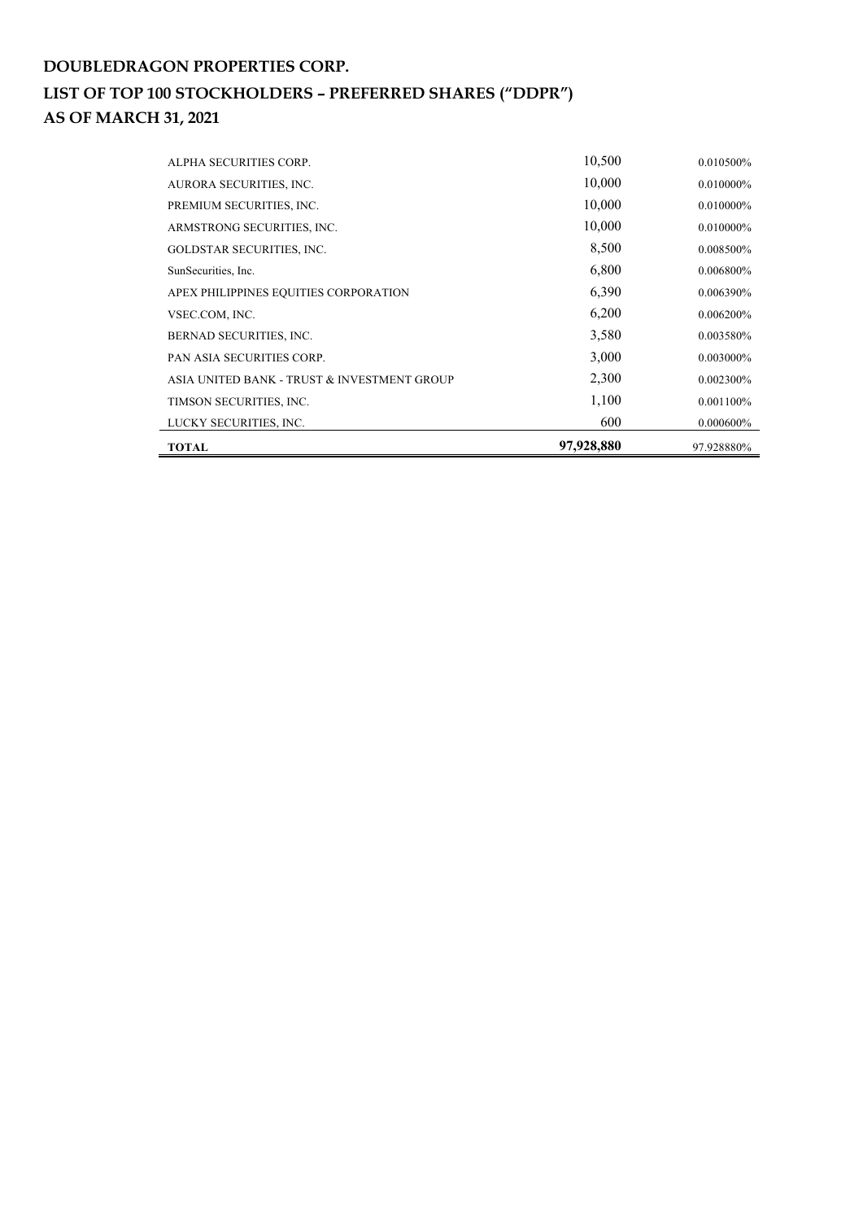**DOUBLEDRAGON PROPERTIES CORP.**

**LIST OF TOP 100 STOCKHOLDERS – PREFERRED SHARES ("DDPR")**

**AS OF MARCH 31, 2021**

| | | |
|---|---|---|
| ALPHA SECURITIES CORP. | 10,500 | 0.010500% |
| AURORA SECURITIES, INC. | 10,000 | 0.010000% |
| PREMIUM SECURITIES, INC. | 10,000 | 0.010000% |
| ARMSTRONG SECURITIES, INC. | 10,000 | 0.010000% |
| GOLDSTAR SECURITIES, INC. | 8,500 | 0.008500% |
| SunSecurities, Inc. | 6,800 | 0.006800% |
| APEX PHILIPPINES EQUITIES CORPORATION | 6,390 | 0.006390% |
| VSEC.COM, INC. | 6,200 | 0.006200% |
| BERNAD SECURITIES, INC. | 3,580 | 0.003580% |
| PAN ASIA SECURITIES CORP. | 3,000 | 0.003000% |
| ASIA UNITED BANK - TRUST & INVESTMENT GROUP | 2,300 | 0.002300% |
| TIMSON SECURITIES, INC. | 1,100 | 0.001100% |
| LUCKY SECURITIES, INC. | 600 | 0.000600% |
| **TOTAL** | **97,928,880** | 97.928880% |